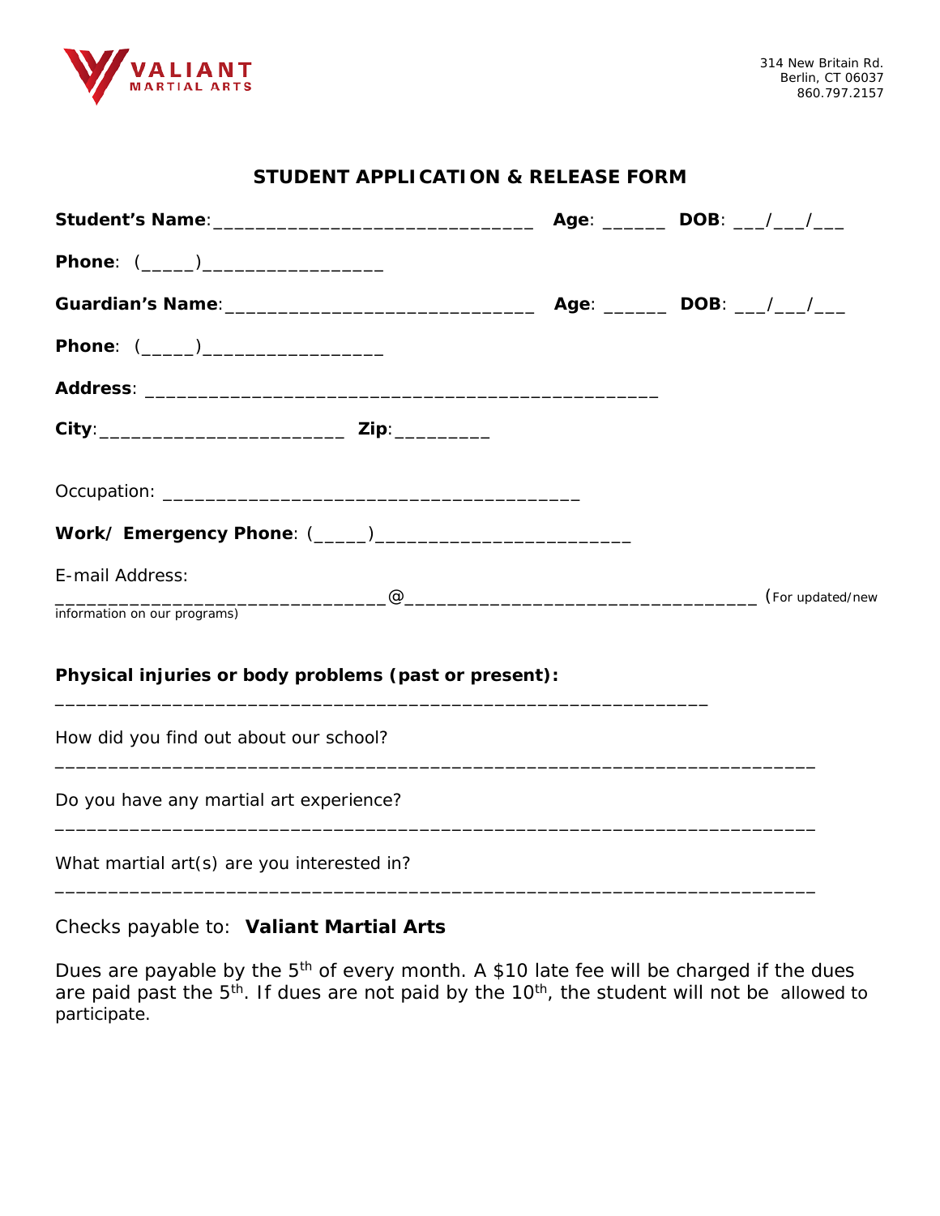VALIANT MARTIAL ARTS

314 New Britain Rd.
Berlin, CT 06037
860.797.2157

## STUDENT APPLICATION & RELEASE FORM

**Student's Name**:______________________________ **Age**: ______ **DOB**: ___/___/___

**Phone**: (_____)________________

**Guardian's Name**:_____________________________ **Age**: ______ **DOB**: ___/___/___

**Phone**: (_____)________________

**Address**: _______________________________________________

**City**:______________________ **Zip**:_________

Occupation: ______________________________________

**Work/ Emergency Phone**: (_____)________________________

E-mail Address:
______________________________@________________________________ (For updated/new information on our programs)

**Physical injuries or body problems (past or present):**
____________________________________________________________

How did you find out about our school?
_______________________________________________________________________

Do you have any martial art experience?
_______________________________________________________________________

What martial art(s) are you interested in?
_______________________________________________________________________

Checks payable to: **Valiant Martial Arts**

Dues are payable by the 5th of every month. A $10 late fee will be charged if the dues are paid past the 5th. If dues are not paid by the 10th, the student will not be allowed to participate.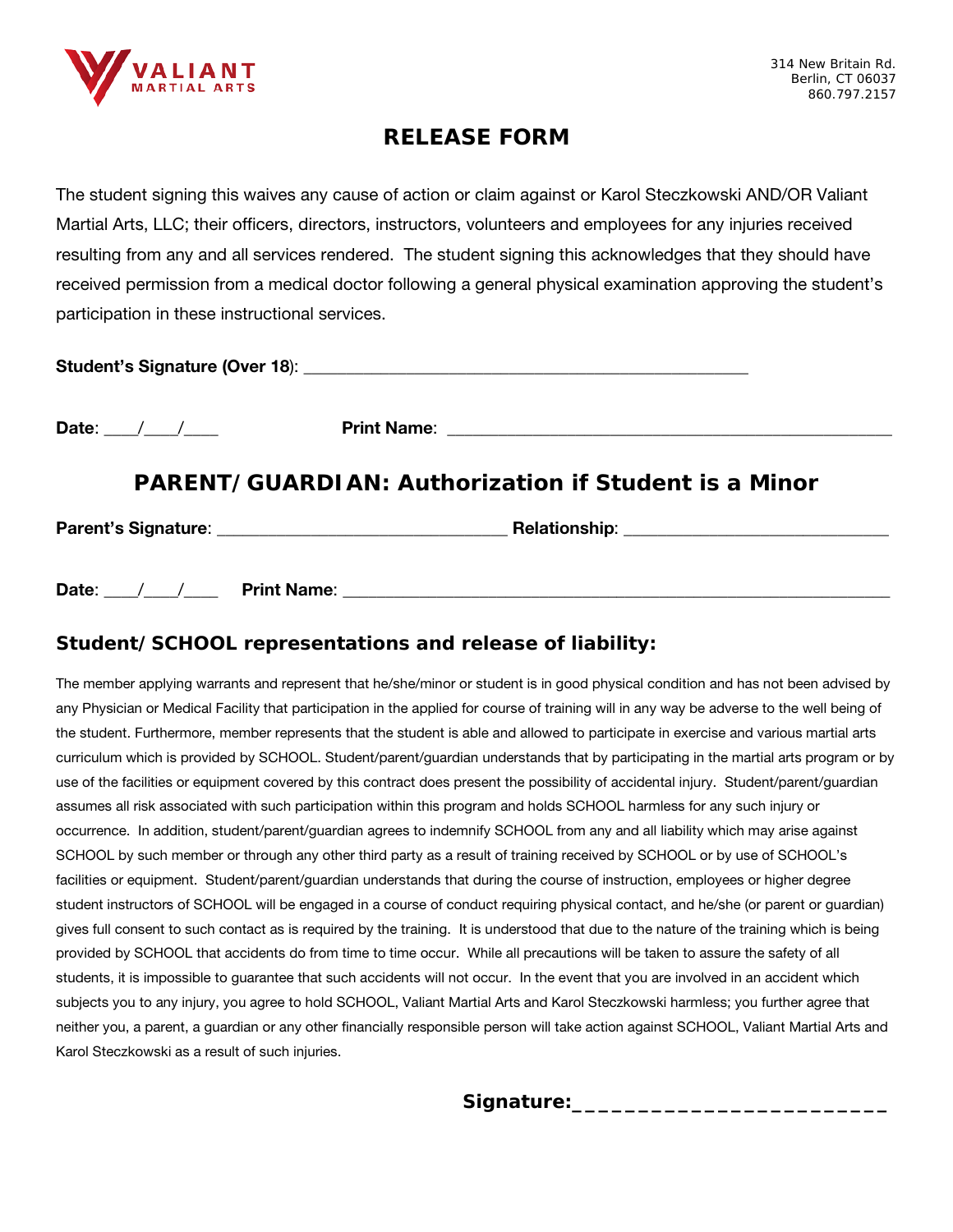VALIANT MARTIAL ARTS

314 New Britain Rd.
Berlin, CT 06037
860.797.2157

# RELEASE FORM

The student signing this waives any cause of action or claim against or Karol Steczkowski AND/OR Valiant Martial Arts, LLC; their officers, directors, instructors, volunteers and employees for any injuries received resulting from any and all services rendered. The student signing this acknowledges that they should have received permission from a medical doctor following a general physical examination approving the student's participation in these instructional services.

**Student's Signature (Over 18)**: ___________________________________________________

**Date**: ____/____/____ **Print Name**: ___________________________________________________

## PARENT/GUARDIAN: Authorization if Student is a Minor

**Parent's Signature**: _________________________________ **Relationship**: ______________________________

**Date**: ____/____/____ **Print Name**: ______________________________________________________________

### Student/SCHOOL representations and release of liability:

The member applying warrants and represent that he/she/minor or student is in good physical condition and has not been advised by any Physician or Medical Facility that participation in the applied for course of training will in any way be adverse to the well being of the student. Furthermore, member represents that the student is able and allowed to participate in exercise and various martial arts curriculum which is provided by SCHOOL. Student/parent/guardian understands that by participating in the martial arts program or by use of the facilities or equipment covered by this contract does present the possibility of accidental injury. Student/parent/guardian assumes all risk associated with such participation within this program and holds SCHOOL harmless for any such injury or occurrence. In addition, student/parent/guardian agrees to indemnify SCHOOL from any and all liability which may arise against SCHOOL by such member or through any other third party as a result of training received by SCHOOL or by use of SCHOOL's facilities or equipment. Student/parent/guardian understands that during the course of instruction, employees or higher degree student instructors of SCHOOL will be engaged in a course of conduct requiring physical contact, and he/she (or parent or guardian) gives full consent to such contact as is required by the training. It is understood that due to the nature of the training which is being provided by SCHOOL that accidents do from time to time occur. While all precautions will be taken to assure the safety of all students, it is impossible to guarantee that such accidents will not occur. In the event that you are involved in an accident which subjects you to any injury, you agree to hold SCHOOL, Valiant Martial Arts and Karol Steczkowski harmless; you further agree that neither you, a parent, a guardian or any other financially responsible person will take action against SCHOOL, Valiant Martial Arts and Karol Steczkowski as a result of such injuries.

**Signature:**_________________________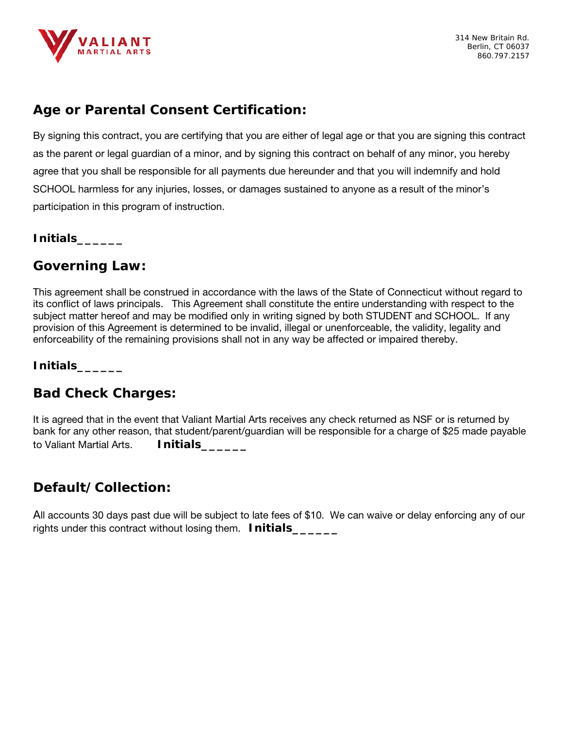VALIANT MARTIAL ARTS

314 New Britain Rd.
Berlin, CT 06037
860.797.2157

## Age or Parental Consent Certification:

By signing this contract, you are certifying that you are either of legal age or that you are signing this contract as the parent or legal guardian of a minor, and by signing this contract on behalf of any minor, you hereby agree that you shall be responsible for all payments due hereunder and that you will indemnify and hold SCHOOL harmless for any injuries, losses, or damages sustained to anyone as a result of the minor's participation in this program of instruction.

**Initials______**

## Governing Law:

This agreement shall be construed in accordance with the laws of the State of Connecticut without regard to its conflict of laws principals. This Agreement shall constitute the entire understanding with respect to the subject matter hereof and may be modified only in writing signed by both STUDENT and SCHOOL. If any provision of this Agreement is determined to be invalid, illegal or unenforceable, the validity, legality and enforceability of the remaining provisions shall not in any way be affected or impaired thereby.

**Initials______**

## Bad Check Charges:

It is agreed that in the event that Valiant Martial Arts receives any check returned as NSF or is returned by bank for any other reason, that student/parent/guardian will be responsible for a charge of $25 made payable to Valiant Martial Arts. **Initials______**

## Default/Collection:

All accounts 30 days past due will be subject to late fees of $10. We can waive or delay enforcing any of our rights under this contract without losing them. **Initials______**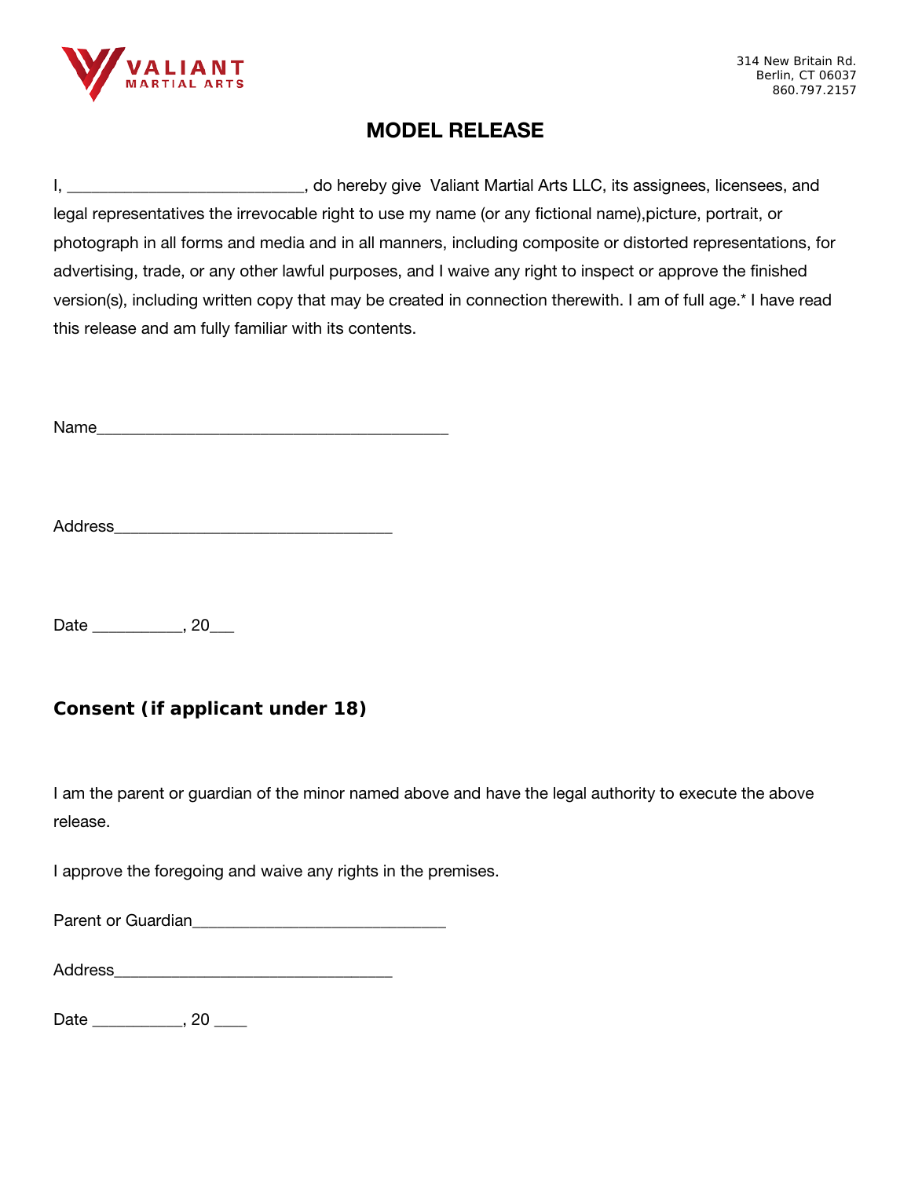VALIANT MARTIAL ARTS

314 New Britain Rd.
Berlin, CT 06037
860.797.2157

# MODEL RELEASE

I, ___________________________, do hereby give Valiant Martial Arts LLC, its assignees, licensees, and legal representatives the irrevocable right to use my name (or any fictional name),picture, portrait, or photograph in all forms and media and in all manners, including composite or distorted representations, for advertising, trade, or any other lawful purposes, and I waive any right to inspect or approve the finished version(s), including written copy that may be created in connection therewith. I am of full age.* I have read this release and am fully familiar with its contents.

Name_________________________________________

Address________________________________

Date __________, 20___

## Consent (if applicant under 18)

I am the parent or guardian of the minor named above and have the legal authority to execute the above release.

I approve the foregoing and waive any rights in the premises.

Parent or Guardian_____________________________

Address________________________________

Date __________, 20 ____